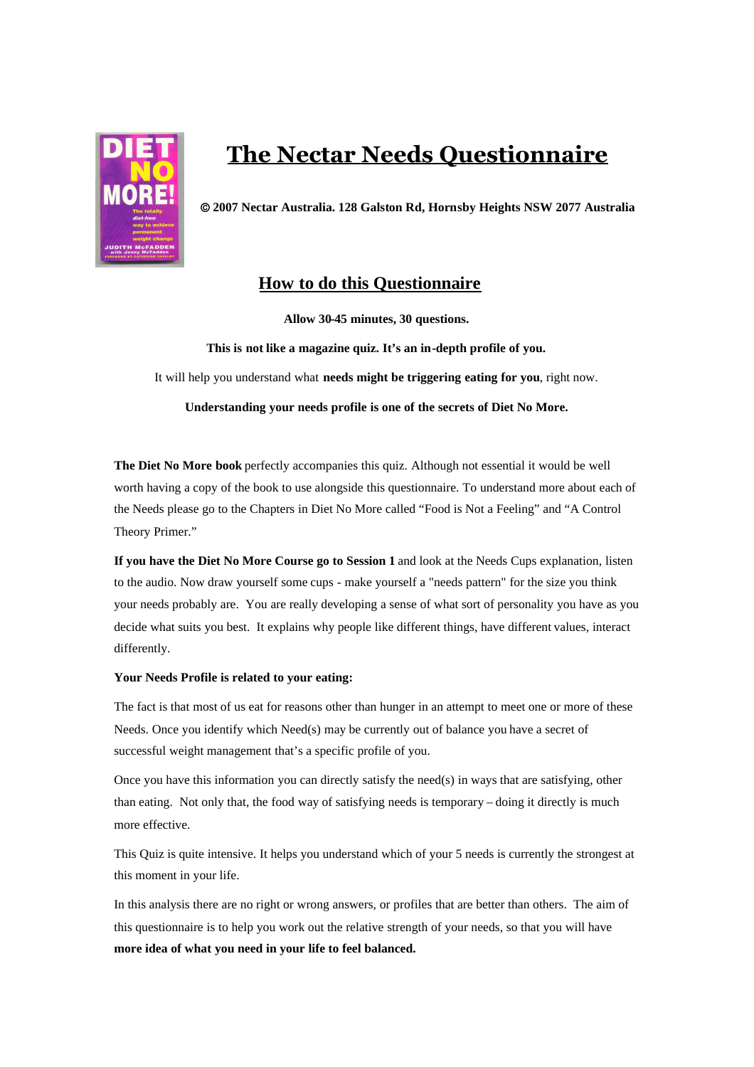# The Nectar Needs Questionnaire

**© 2007 Nectar Australia. 128 Galston Rd, Hornsby Heights NSW 2077 Australia**

## How to do this Questionnaire

**Allow 30-45 minutes, 30 questions.**

**This is not like a magazine quiz. It's an in-depth profile of you.**

It will help you understand what **needs might be triggering eating for you**, right now.

**Understanding your needs profile is one of the secrets of Diet No More.**

**The Diet No More book** perfectly accompanies this quiz. Although not essential it would be well worth having a copy of the book to use alongside this questionnaire. To understand more about each of the Needs please go to the Chapters in Diet No More called "Food is Not a Feeling" and "A Control Theory Primer."

**If you have the Diet No More Course go to Session 1** and look at the Needs Cups explanation, listen to the audio. Now draw yourself some cups - make yourself a "needs pattern" for the size you think your needs probably are. You are really developing a sense of what sort of personality you have as you decide what suits you best. It explains why people like different things, have different values, interact differently.

**Your Needs Profile is related to your eating:**

The fact is that most of us eat for reasons other than hunger in an attempt to meet one or more of these Needs. Once you identify which Need(s) may be currently out of balance you have a secret of successful weight management that's a specific profile of you.

Once you have this information you can directly satisfy the need(s) in ways that are satisfying, other than eating. Not only that, the food way of satisfying needs is temporary – doing it directly is much more effective.

This Quiz is quite intensive. It helps you understand which of your 5 needs is currently the strongest at this moment in your life.

In this analysis there are no right or wrong answers, or profiles that are better than others. The aim of this questionnaire is to help you work out the relative strength of your needs, so that you will have **more idea of what you need in your life to feel balanced.**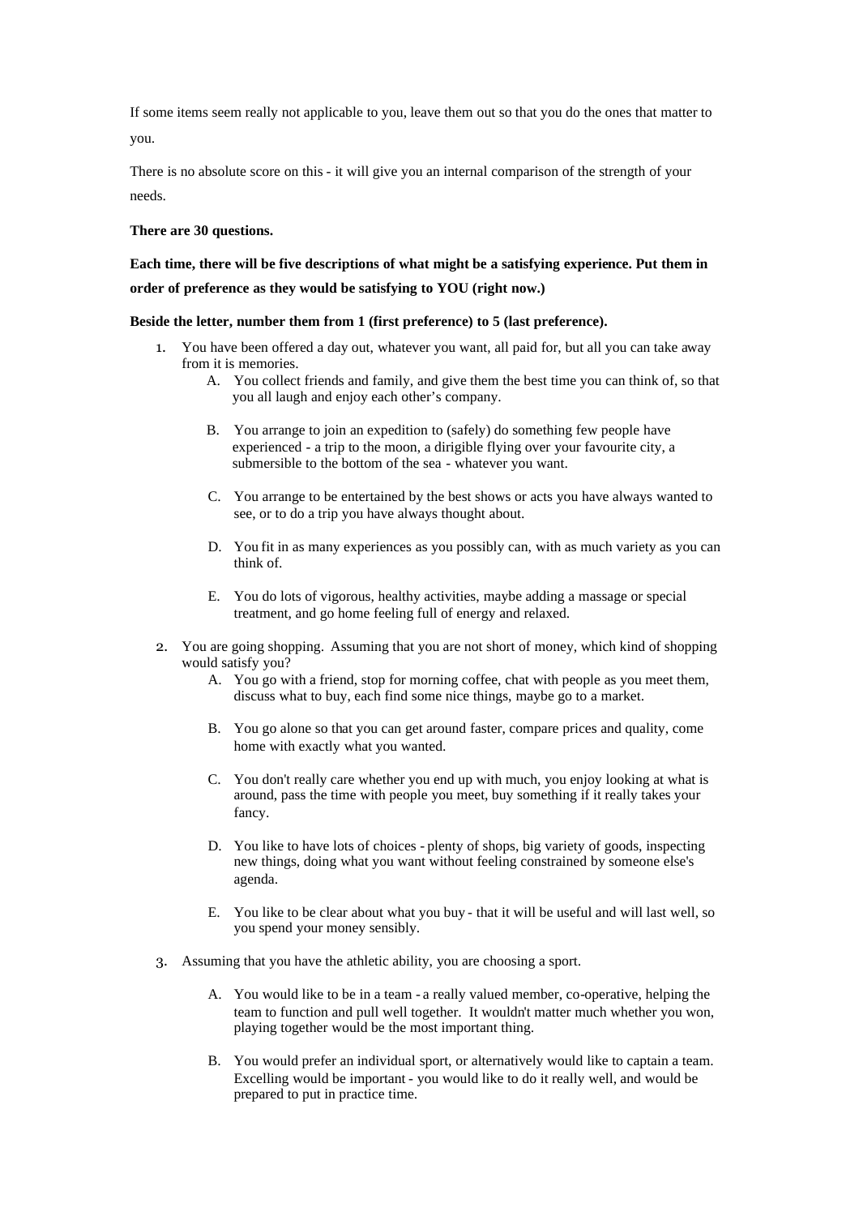If some items seem really not applicable to you, leave them out so that you do the ones that matter to you.

There is no absolute score on this - it will give you an internal comparison of the strength of your needs.

**There are 30 questions.**

**Each time, there will be five descriptions of what might be a satisfying experience. Put them in order of preference as they would be satisfying to YOU (right now.)**

**Beside the letter, number them from 1 (first preference) to 5 (last preference).**

1. You have been offered a day out, whatever you want, all paid for, but all you can take away from it is memories.
   A. You collect friends and family, and give them the best time you can think of, so that you all laugh and enjoy each other's company.

   B. You arrange to join an expedition to (safely) do something few people have experienced - a trip to the moon, a dirigible flying over your favourite city, a submersible to the bottom of the sea - whatever you want.

   C. You arrange to be entertained by the best shows or acts you have always wanted to see, or to do a trip you have always thought about.

   D. You fit in as many experiences as you possibly can, with as much variety as you can think of.

   E. You do lots of vigorous, healthy activities, maybe adding a massage or special treatment, and go home feeling full of energy and relaxed.

2. You are going shopping. Assuming that you are not short of money, which kind of shopping would satisfy you?
   A. You go with a friend, stop for morning coffee, chat with people as you meet them, discuss what to buy, each find some nice things, maybe go to a market.

   B. You go alone so that you can get around faster, compare prices and quality, come home with exactly what you wanted.

   C. You don't really care whether you end up with much, you enjoy looking at what is around, pass the time with people you meet, buy something if it really takes your fancy.

   D. You like to have lots of choices - plenty of shops, big variety of goods, inspecting new things, doing what you want without feeling constrained by someone else's agenda.

   E. You like to be clear about what you buy - that it will be useful and will last well, so you spend your money sensibly.

3. Assuming that you have the athletic ability, you are choosing a sport.

   A. You would like to be in a team - a really valued member, co-operative, helping the team to function and pull well together. It wouldn't matter much whether you won, playing together would be the most important thing.

   B. You would prefer an individual sport, or alternatively would like to captain a team. Excelling would be important - you would like to do it really well, and would be prepared to put in practice time.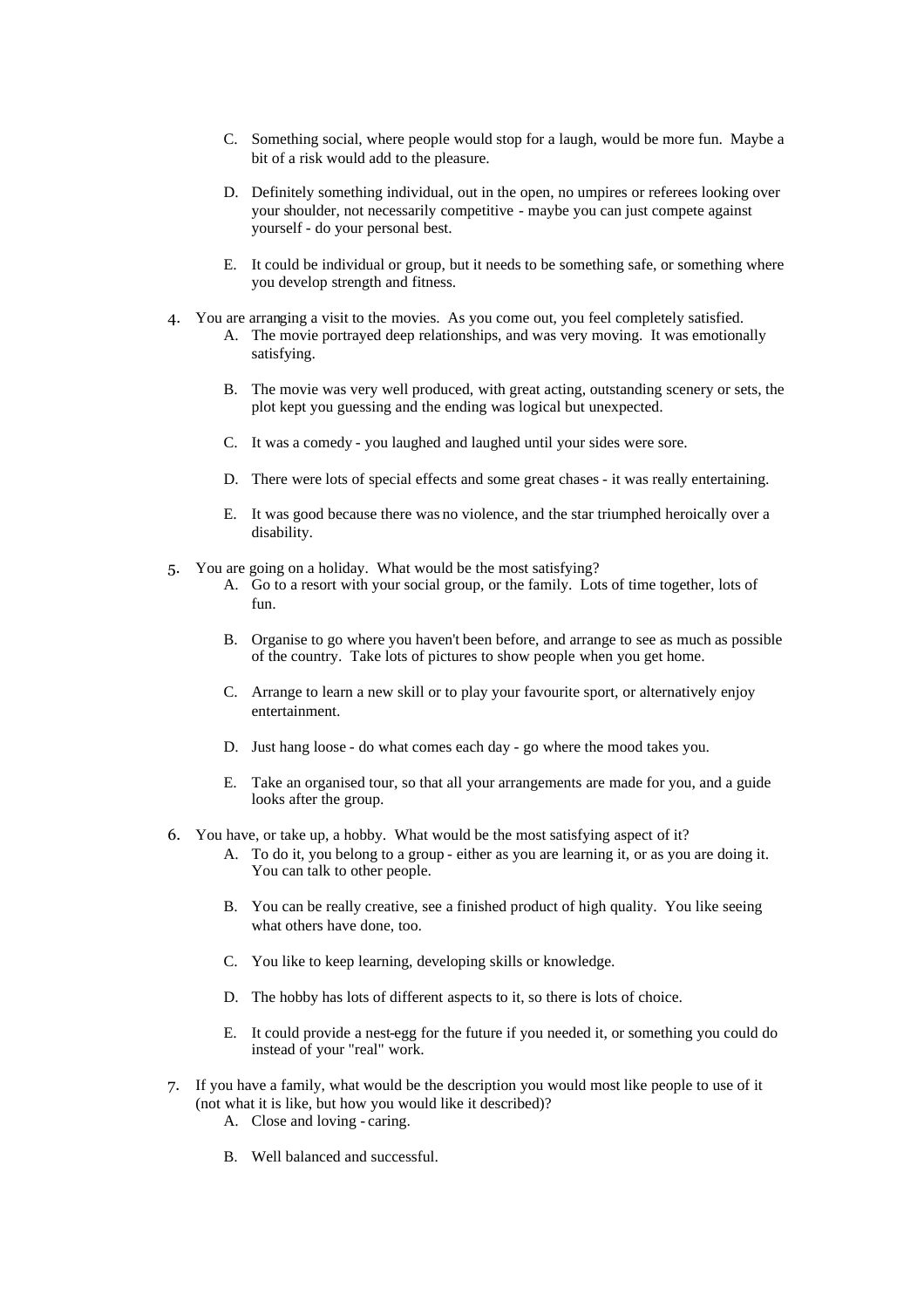C. Something social, where people would stop for a laugh, would be more fun. Maybe a bit of a risk would add to the pleasure.

   D. Definitely something individual, out in the open, no umpires or referees looking over your shoulder, not necessarily competitive - maybe you can just compete against yourself - do your personal best.

   E. It could be individual or group, but it needs to be something safe, or something where you develop strength and fitness.

4. You are arranging a visit to the movies. As you come out, you feel completely satisfied.
   A. The movie portrayed deep relationships, and was very moving. It was emotionally satisfying.

   B. The movie was very well produced, with great acting, outstanding scenery or sets, the plot kept you guessing and the ending was logical but unexpected.

   C. It was a comedy - you laughed and laughed until your sides were sore.

   D. There were lots of special effects and some great chases - it was really entertaining.

   E. It was good because there was no violence, and the star triumphed heroically over a disability.

5. You are going on a holiday. What would be the most satisfying?
   A. Go to a resort with your social group, or the family. Lots of time together, lots of fun.

   B. Organise to go where you haven't been before, and arrange to see as much as possible of the country. Take lots of pictures to show people when you get home.

   C. Arrange to learn a new skill or to play your favourite sport, or alternatively enjoy entertainment.

   D. Just hang loose - do what comes each day - go where the mood takes you.

   E. Take an organised tour, so that all your arrangements are made for you, and a guide looks after the group.

6. You have, or take up, a hobby. What would be the most satisfying aspect of it?
   A. To do it, you belong to a group - either as you are learning it, or as you are doing it. You can talk to other people.

   B. You can be really creative, see a finished product of high quality. You like seeing what others have done, too.

   C. You like to keep learning, developing skills or knowledge.

   D. The hobby has lots of different aspects to it, so there is lots of choice.

   E. It could provide a nest-egg for the future if you needed it, or something you could do instead of your "real" work.

7. If you have a family, what would be the description you would most like people to use of it (not what it is like, but how you would like it described)?
   A. Close and loving - caring.

   B. Well balanced and successful.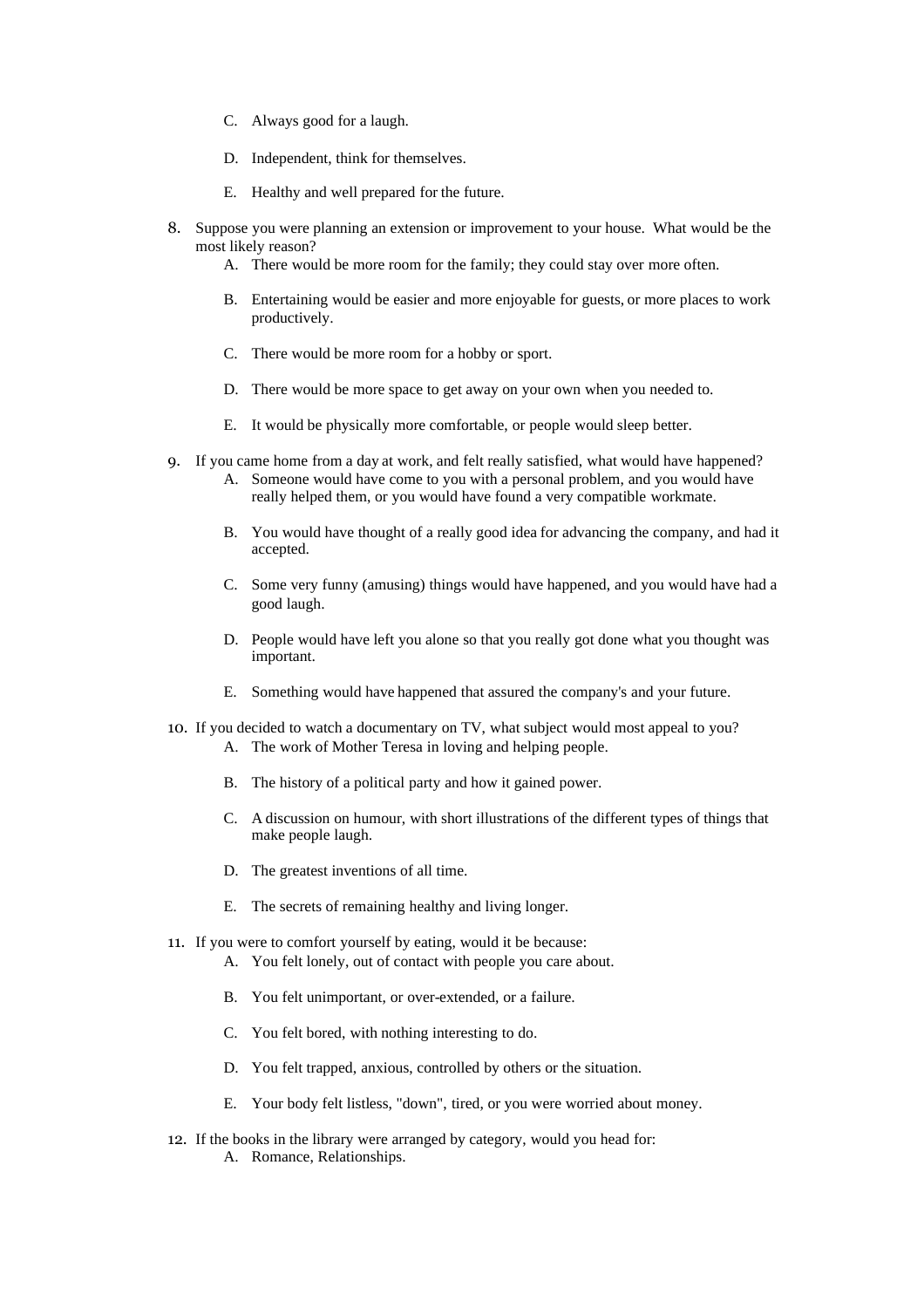C. Always good for a laugh.

D. Independent, think for themselves.

E. Healthy and well prepared for the future.

8. Suppose you were planning an extension or improvement to your house. What would be the most likely reason?
   A. There would be more room for the family; they could stay over more often.

   B. Entertaining would be easier and more enjoyable for guests, or more places to work productively.

   C. There would be more room for a hobby or sport.

   D. There would be more space to get away on your own when you needed to.

   E. It would be physically more comfortable, or people would sleep better.

9. If you came home from a day at work, and felt really satisfied, what would have happened?
   A. Someone would have come to you with a personal problem, and you would have really helped them, or you would have found a very compatible workmate.

   B. You would have thought of a really good idea for advancing the company, and had it accepted.

   C. Some very funny (amusing) things would have happened, and you would have had a good laugh.

   D. People would have left you alone so that you really got done what you thought was important.

   E. Something would have happened that assured the company's and your future.

10. If you decided to watch a documentary on TV, what subject would most appeal to you?
    A. The work of Mother Teresa in loving and helping people.

    B. The history of a political party and how it gained power.

    C. A discussion on humour, with short illustrations of the different types of things that make people laugh.

    D. The greatest inventions of all time.

    E. The secrets of remaining healthy and living longer.

11. If you were to comfort yourself by eating, would it be because:
    A. You felt lonely, out of contact with people you care about.

    B. You felt unimportant, or over-extended, or a failure.

    C. You felt bored, with nothing interesting to do.

    D. You felt trapped, anxious, controlled by others or the situation.

    E. Your body felt listless, "down", tired, or you were worried about money.

12. If the books in the library were arranged by category, would you head for:
    A. Romance, Relationships.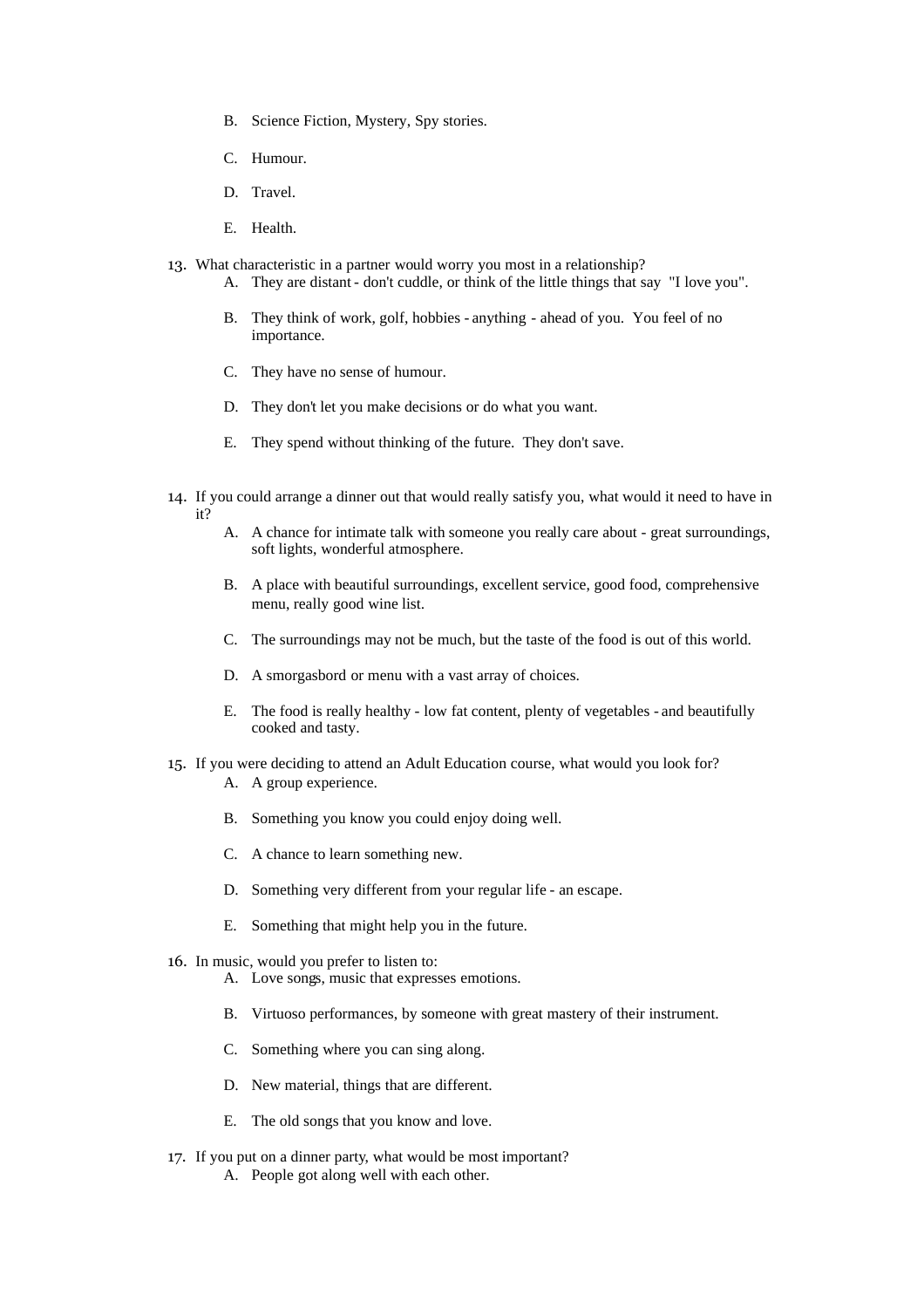B. Science Fiction, Mystery, Spy stories.

    C. Humour.

    D. Travel.

    E. Health.

13. What characteristic in a partner would worry you most in a relationship?
    A. They are distant - don't cuddle, or think of the little things that say "I love you".

    B. They think of work, golf, hobbies - anything - ahead of you. You feel of no importance.

    C. They have no sense of humour.

    D. They don't let you make decisions or do what you want.

    E. They spend without thinking of the future. They don't save.

14. If you could arrange a dinner out that would really satisfy you, what would it need to have in it?
    A. A chance for intimate talk with someone you really care about - great surroundings, soft lights, wonderful atmosphere.

    B. A place with beautiful surroundings, excellent service, good food, comprehensive menu, really good wine list.

    C. The surroundings may not be much, but the taste of the food is out of this world.

    D. A smorgasbord or menu with a vast array of choices.

    E. The food is really healthy - low fat content, plenty of vegetables - and beautifully cooked and tasty.

15. If you were deciding to attend an Adult Education course, what would you look for?
    A. A group experience.

    B. Something you know you could enjoy doing well.

    C. A chance to learn something new.

    D. Something very different from your regular life - an escape.

    E. Something that might help you in the future.

16. In music, would you prefer to listen to:
    A. Love songs, music that expresses emotions.

    B. Virtuoso performances, by someone with great mastery of their instrument.

    C. Something where you can sing along.

    D. New material, things that are different.

    E. The old songs that you know and love.

17. If you put on a dinner party, what would be most important?
    A. People got along well with each other.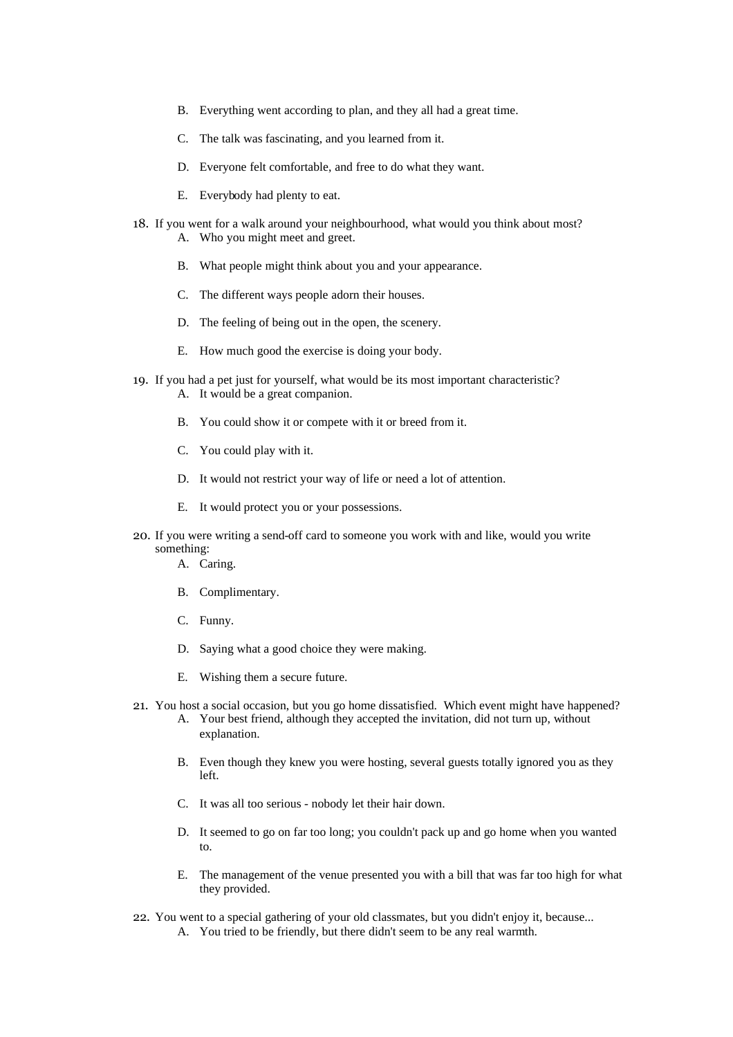B. Everything went according to plan, and they all had a great time.

C. The talk was fascinating, and you learned from it.

D. Everyone felt comfortable, and free to do what they want.

E. Everybody had plenty to eat.

18. If you went for a walk around your neighbourhood, what would you think about most?
    A. Who you might meet and greet.

    B. What people might think about you and your appearance.

    C. The different ways people adorn their houses.

    D. The feeling of being out in the open, the scenery.

    E. How much good the exercise is doing your body.

19. If you had a pet just for yourself, what would be its most important characteristic?
    A. It would be a great companion.

    B. You could show it or compete with it or breed from it.

    C. You could play with it.

    D. It would not restrict your way of life or need a lot of attention.

    E. It would protect you or your possessions.

20. If you were writing a send-off card to someone you work with and like, would you write something:
    A. Caring.

    B. Complimentary.

    C. Funny.

    D. Saying what a good choice they were making.

    E. Wishing them a secure future.

21. You host a social occasion, but you go home dissatisfied. Which event might have happened?
    A. Your best friend, although they accepted the invitation, did not turn up, without explanation.

    B. Even though they knew you were hosting, several guests totally ignored you as they left.

    C. It was all too serious - nobody let their hair down.

    D. It seemed to go on far too long; you couldn't pack up and go home when you wanted to.

    E. The management of the venue presented you with a bill that was far too high for what they provided.

22. You went to a special gathering of your old classmates, but you didn't enjoy it, because...
    A. You tried to be friendly, but there didn't seem to be any real warmth.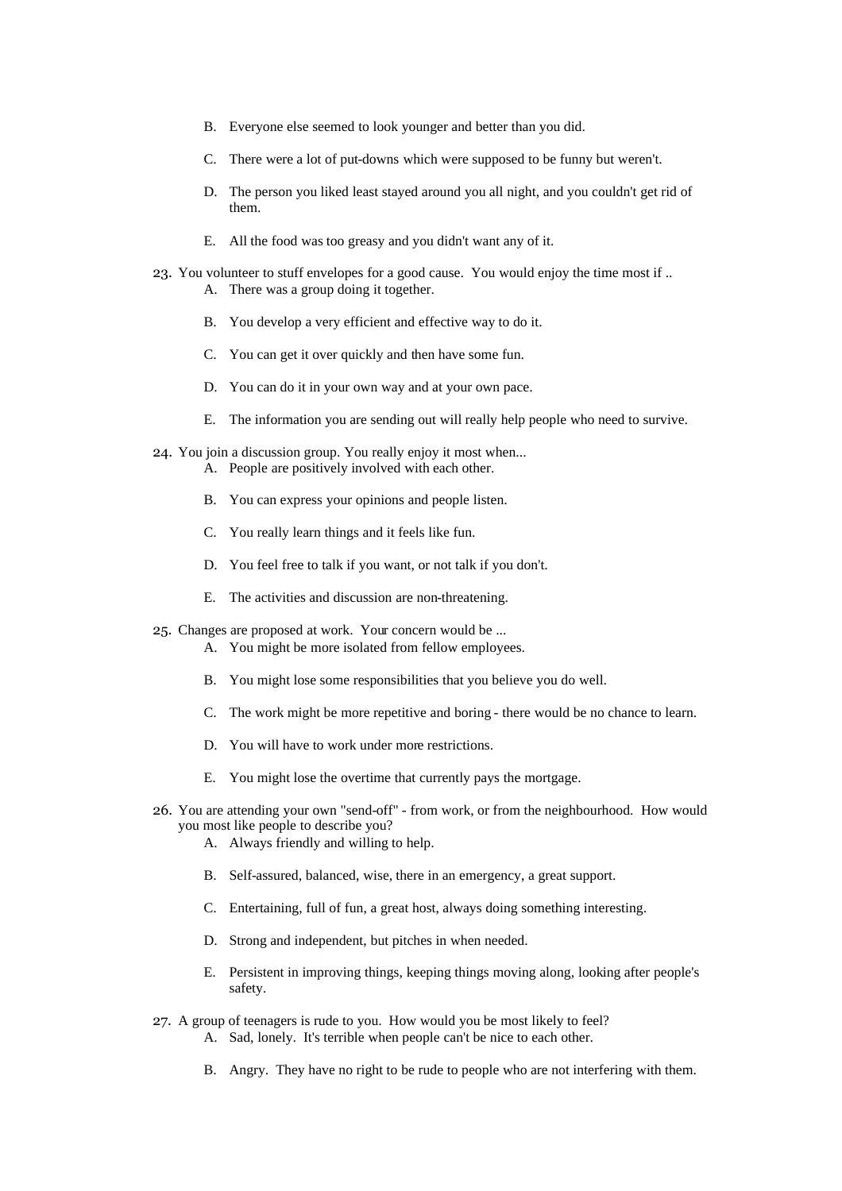B. Everyone else seemed to look younger and better than you did.

C. There were a lot of put-downs which were supposed to be funny but weren't.

D. The person you liked least stayed around you all night, and you couldn't get rid of them.

E. All the food was too greasy and you didn't want any of it.

23. You volunteer to stuff envelopes for a good cause. You would enjoy the time most if ..
    A. There was a group doing it together.

    B. You develop a very efficient and effective way to do it.

    C. You can get it over quickly and then have some fun.

    D. You can do it in your own way and at your own pace.

    E. The information you are sending out will really help people who need to survive.

24. You join a discussion group. You really enjoy it most when...
    A. People are positively involved with each other.

    B. You can express your opinions and people listen.

    C. You really learn things and it feels like fun.

    D. You feel free to talk if you want, or not talk if you don't.

    E. The activities and discussion are non-threatening.

25. Changes are proposed at work. Your concern would be ...
    A. You might be more isolated from fellow employees.

    B. You might lose some responsibilities that you believe you do well.

    C. The work might be more repetitive and boring - there would be no chance to learn.

    D. You will have to work under more restrictions.

    E. You might lose the overtime that currently pays the mortgage.

26. You are attending your own "send-off" - from work, or from the neighbourhood. How would you most like people to describe you?
    A. Always friendly and willing to help.

    B. Self-assured, balanced, wise, there in an emergency, a great support.

    C. Entertaining, full of fun, a great host, always doing something interesting.

    D. Strong and independent, but pitches in when needed.

    E. Persistent in improving things, keeping things moving along, looking after people's safety.

27. A group of teenagers is rude to you. How would you be most likely to feel?
    A. Sad, lonely. It's terrible when people can't be nice to each other.

    B. Angry. They have no right to be rude to people who are not interfering with them.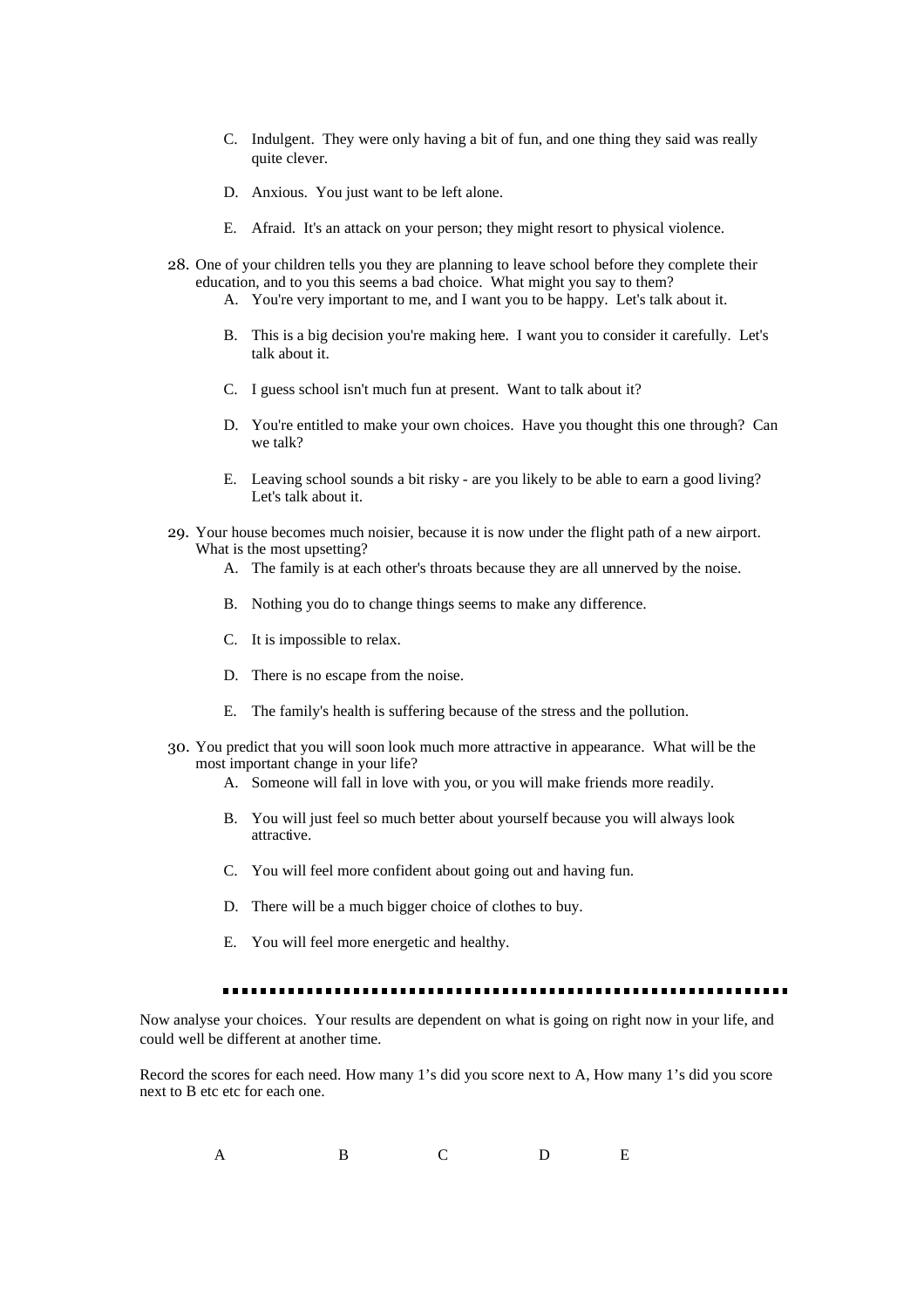C. Indulgent. They were only having a bit of fun, and one thing they said was really quite clever.

D. Anxious. You just want to be left alone.

E. Afraid. It's an attack on your person; they might resort to physical violence.

28. One of your children tells you they are planning to leave school before they complete their education, and to you this seems a bad choice. What might you say to them?

A. You're very important to me, and I want you to be happy. Let's talk about it.

B. This is a big decision you're making here. I want you to consider it carefully. Let's talk about it.

C. I guess school isn't much fun at present. Want to talk about it?

D. You're entitled to make your own choices. Have you thought this one through? Can we talk?

E. Leaving school sounds a bit risky - are you likely to be able to earn a good living? Let's talk about it.

29. Your house becomes much noisier, because it is now under the flight path of a new airport. What is the most upsetting?

A. The family is at each other's throats because they are all unnerved by the noise.

B. Nothing you do to change things seems to make any difference.

C. It is impossible to relax.

D. There is no escape from the noise.

E. The family's health is suffering because of the stress and the pollution.

30. You predict that you will soon look much more attractive in appearance. What will be the most important change in your life?

A. Someone will fall in love with you, or you will make friends more readily.

B. You will just feel so much better about yourself because you will always look attractive.

C. You will feel more confident about going out and having fun.

D. There will be a much bigger choice of clothes to buy.

E. You will feel more energetic and healthy.

---

Now analyse your choices. Your results are dependent on what is going on right now in your life, and could well be different at another time.

Record the scores for each need. How many 1's did you score next to A, How many 1's did you score next to B etc etc for each one.

| A | B | C | D | E |
|---|---|---|---|---|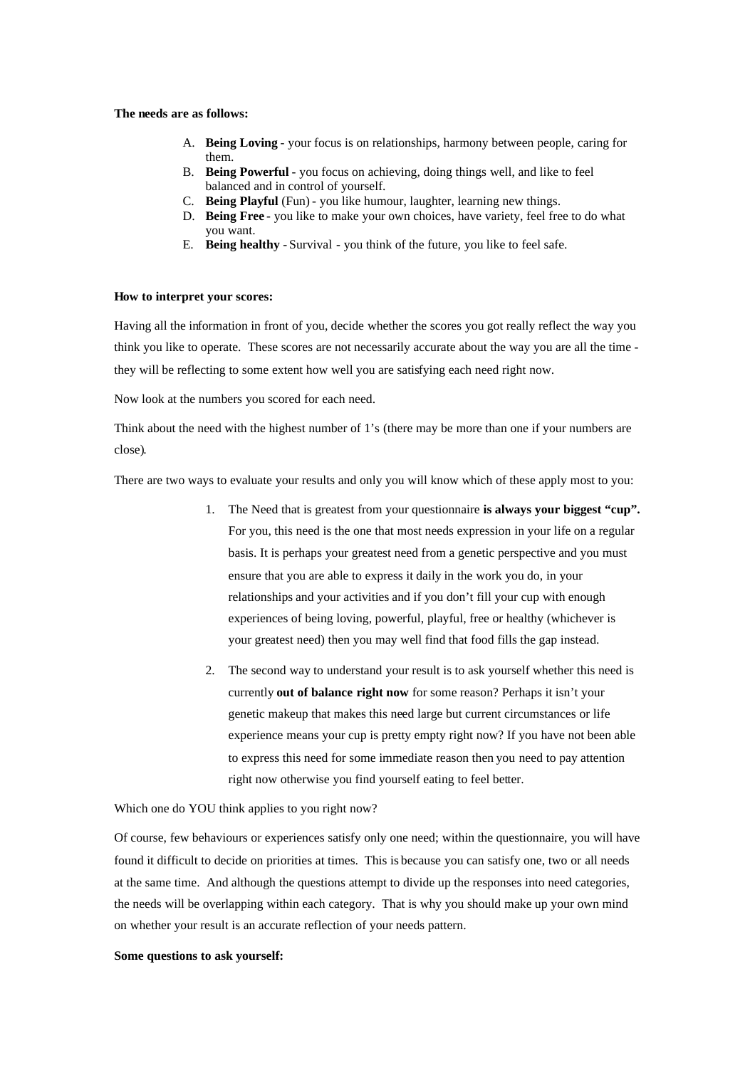**The needs are as follows:**

A. **Being Loving** - your focus is on relationships, harmony between people, caring for them.
B. **Being Powerful** - you focus on achieving, doing things well, and like to feel balanced and in control of yourself.
C. **Being Playful** (Fun) - you like humour, laughter, learning new things.
D. **Being Free** - you like to make your own choices, have variety, feel free to do what you want.
E. **Being healthy** - Survival - you think of the future, you like to feel safe.

**How to interpret your scores:**

Having all the information in front of you, decide whether the scores you got really reflect the way you think you like to operate. These scores are not necessarily accurate about the way you are all the time - they will be reflecting to some extent how well you are satisfying each need right now.

Now look at the numbers you scored for each need.

Think about the need with the highest number of 1's (there may be more than one if your numbers are close).

There are two ways to evaluate your results and only you will know which of these apply most to you:

1. The Need that is greatest from your questionnaire **is always your biggest "cup".** For you, this need is the one that most needs expression in your life on a regular basis. It is perhaps your greatest need from a genetic perspective and you must ensure that you are able to express it daily in the work you do, in your relationships and your activities and if you don't fill your cup with enough experiences of being loving, powerful, playful, free or healthy (whichever is your greatest need) then you may well find that food fills the gap instead.

2. The second way to understand your result is to ask yourself whether this need is currently **out of balance right now** for some reason? Perhaps it isn't your genetic makeup that makes this need large but current circumstances or life experience means your cup is pretty empty right now? If you have not been able to express this need for some immediate reason then you need to pay attention right now otherwise you find yourself eating to feel better.

Which one do YOU think applies to you right now?

Of course, few behaviours or experiences satisfy only one need; within the questionnaire, you will have found it difficult to decide on priorities at times. This is because you can satisfy one, two or all needs at the same time. And although the questions attempt to divide up the responses into need categories, the needs will be overlapping within each category. That is why you should make up your own mind on whether your result is an accurate reflection of your needs pattern.

**Some questions to ask yourself:**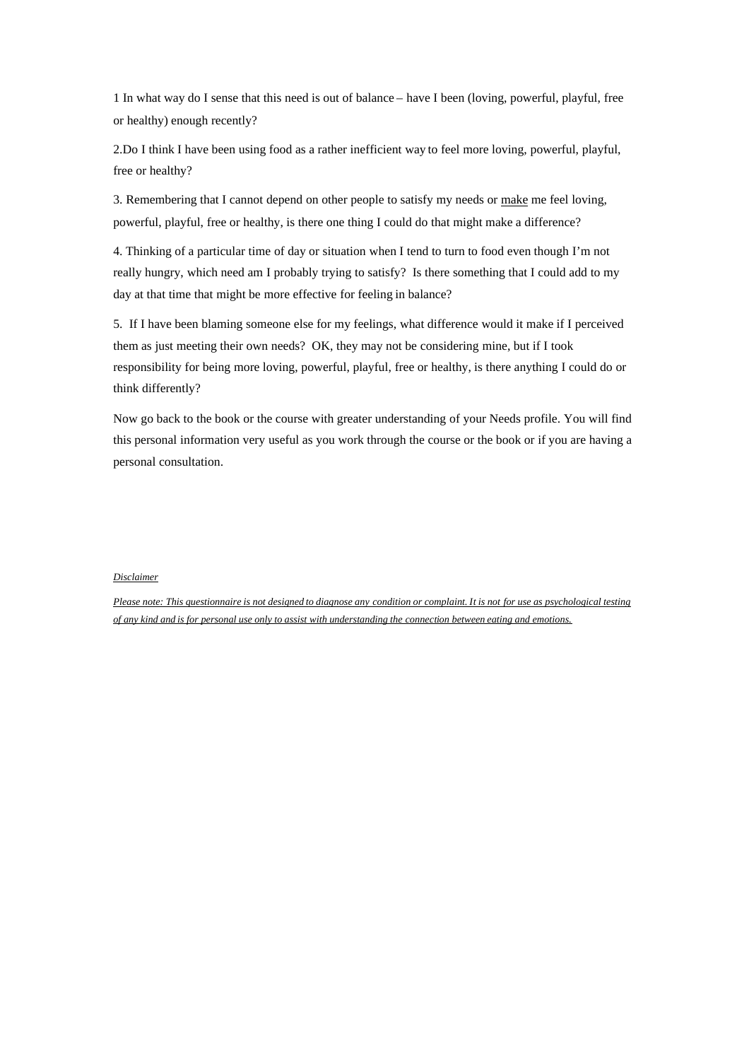1 In what way do I sense that this need is out of balance – have I been (loving, powerful, playful, free or healthy) enough recently?

2.Do I think I have been using food as a rather inefficient way to feel more loving, powerful, playful, free or healthy?

3. Remembering that I cannot depend on other people to satisfy my needs or <u>make</u> me feel loving, powerful, playful, free or healthy, is there one thing I could do that might make a difference?

4. Thinking of a particular time of day or situation when I tend to turn to food even though I'm not really hungry, which need am I probably trying to satisfy? Is there something that I could add to my day at that time that might be more effective for feeling in balance?

5. If I have been blaming someone else for my feelings, what difference would it make if I perceived them as just meeting their own needs? OK, they may not be considering mine, but if I took responsibility for being more loving, powerful, playful, free or healthy, is there anything I could do or think differently?

Now go back to the book or the course with greater understanding of your Needs profile. You will find this personal information very useful as you work through the course or the book or if you are having a personal consultation.

*<u>Disclaimer</u>*

*<u>Please note: This questionnaire is not designed to diagnose any condition or complaint. It is not for use as psychological testing of any kind and is for personal use only to assist with understanding the connection between eating and emotions.</u>*